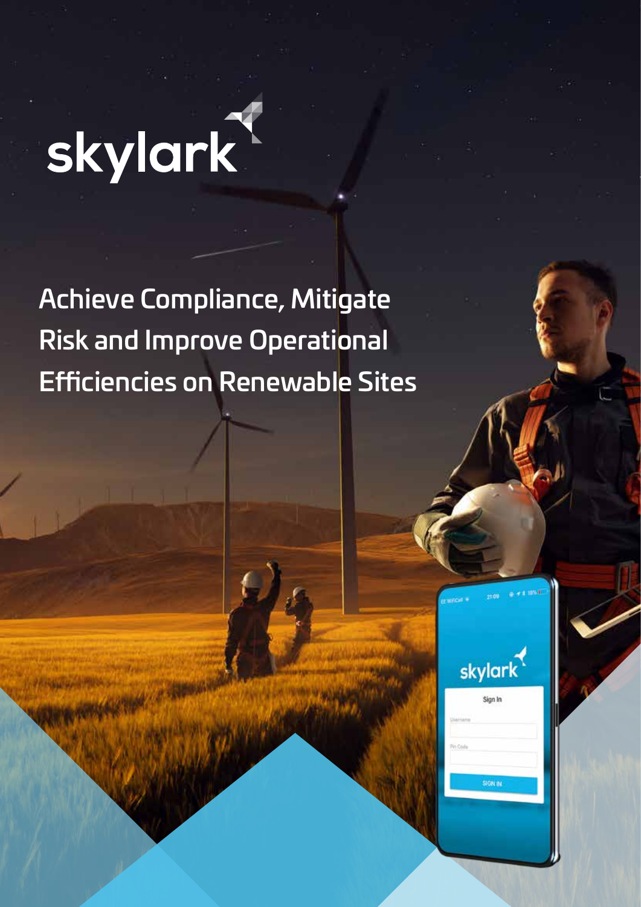skylark

# Achieve Compliance, Mitigate Risk and Improve Operational Efficiencies on Renewable Sites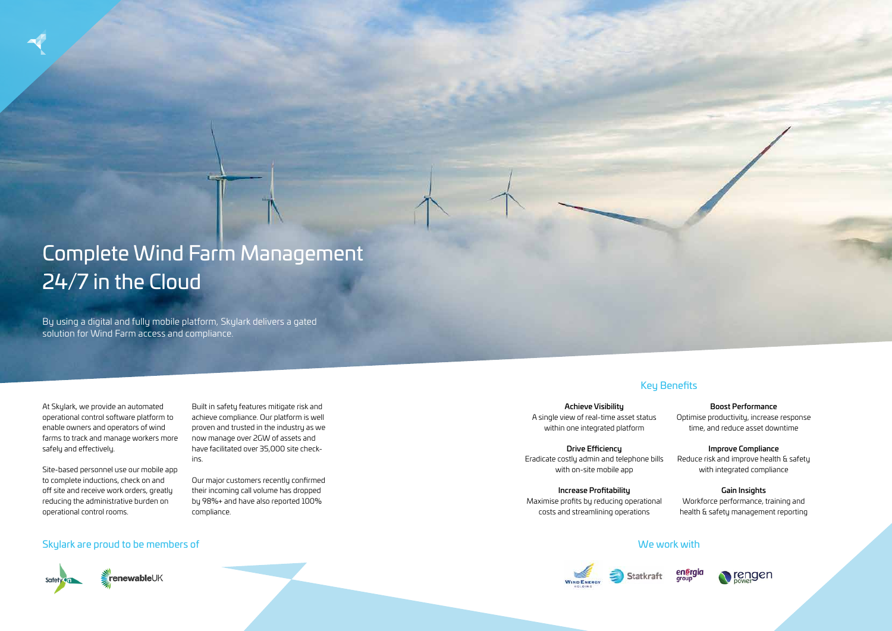# Complete Wind Farm Management 24/7 in the Cloud

By using a digital and fully mobile platform, Skylark delivers a gated solution for Wind Farm access and compliance.

At Skylark, we provide an automated operational control software platform to enable owners and operators of wind farms to track and manage workers more safely and effectively.

Site-based personnel use our mobile app to complete inductions, check on and off site and receive work orders, greatly reducing the administrative burden on operational control rooms.

Built in safety features mitigate risk and achieve compliance. Our platform is well proven and trusted in the industry as we now manage over 2GW of assets and have facilitated over 35,000 site check-ins.

Our major customers recently confirmed their incoming call volume has dropped by 98%+ and have also reported 100% compliance.

## Skylark are proud to be members of

Safety On
renewableUK

## Key Benefits

**Achieve Visibility**
A single view of real-time asset status within one integrated platform

**Boost Performance**
Optimise productivity, increase response time, and reduce asset downtime

**Drive Efficiency**
Eradicate costly admin and telephone bills with on-site mobile app

**Improve Compliance**
Reduce risk and improve health & safety with integrated compliance

**Increase Profitability**
Maximise profits by reducing operational costs and streamlining operations

**Gain Insights**
Workforce performance, training and health & safety management reporting

## We work with

Wind Energy Holding
Statkraft
energia group
rengen power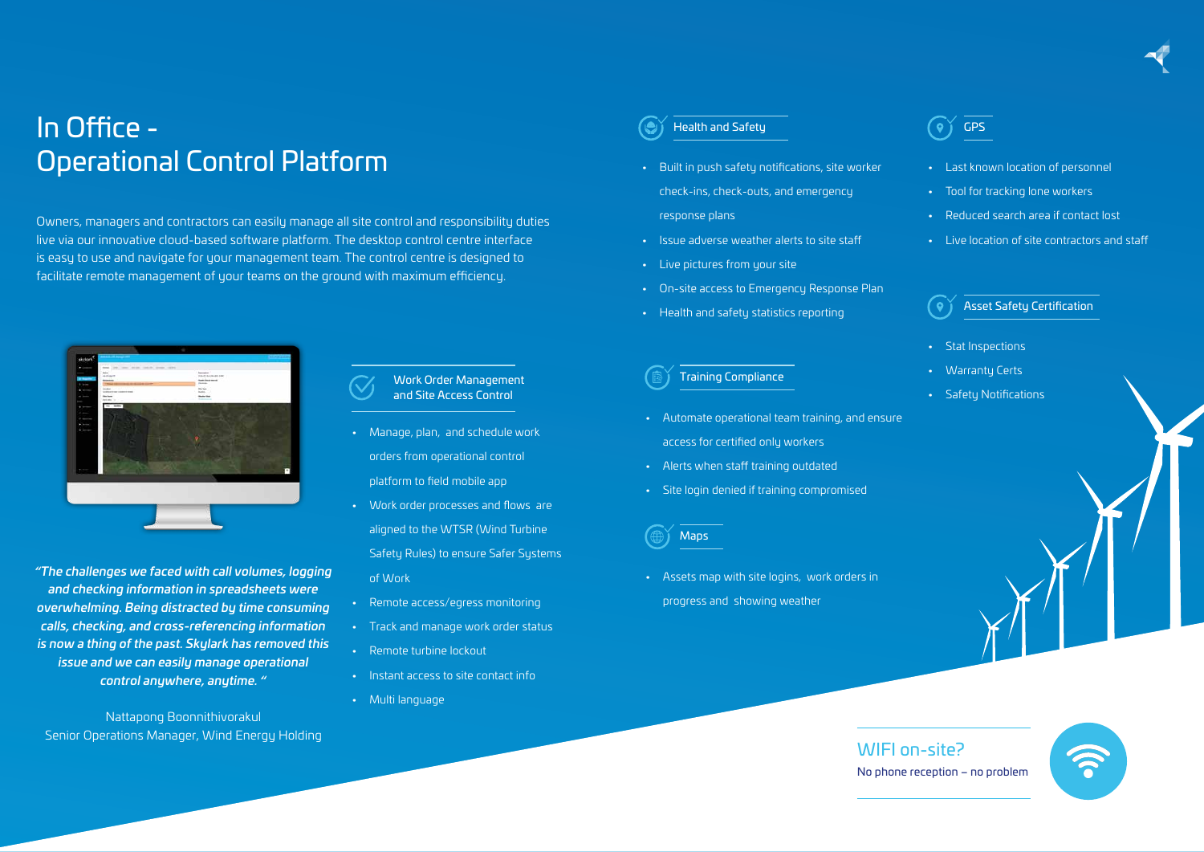# In Office - Operational Control Platform

Owners, managers and contractors can easily manage all site control and responsibility duties live via our innovative cloud-based software platform. The desktop control centre interface is easy to use and navigate for your management team. The control centre is designed to facilitate remote management of your teams on the ground with maximum efficiency.

*"The challenges we faced with call volumes, logging and checking information in spreadsheets were overwhelming. Being distracted by time consuming calls, checking, and cross-referencing information is now a thing of the past. Skylark has removed this issue and we can easily manage operational control anywhere, anytime. "*

Nattapong Boonnithivorakul
Senior Operations Manager, Wind Energy Holding

### Work Order Management and Site Access Control

- Manage, plan, and schedule work orders from operational control platform to field mobile app
- Work order processes and flows are aligned to the WTSR (Wind Turbine Safety Rules) to ensure Safer Systems of Work
- Remote access/egress monitoring
- Track and manage work order status
- Remote turbine lockout
- Instant access to site contact info
- Multi language

### Health and Safety

- Built in push safety notifications, site worker check-ins, check-outs, and emergency response plans
- Issue adverse weather alerts to site staff
- Live pictures from your site
- On-site access to Emergency Response Plan
- Health and safety statistics reporting

### Training Compliance

- Automate operational team training, and ensure access for certified only workers
- Alerts when staff training outdated
- Site login denied if training compromised

### Maps

- Assets map with site logins, work orders in progress and showing weather

### GPS

- Last known location of personnel
- Tool for tracking lone workers
- Reduced search area if contact lost
- Live location of site contractors and staff

### Asset Safety Certification

- Stat Inspections
- Warranty Certs
- Safety Notifications

## WIFI on-site?

No phone reception – no problem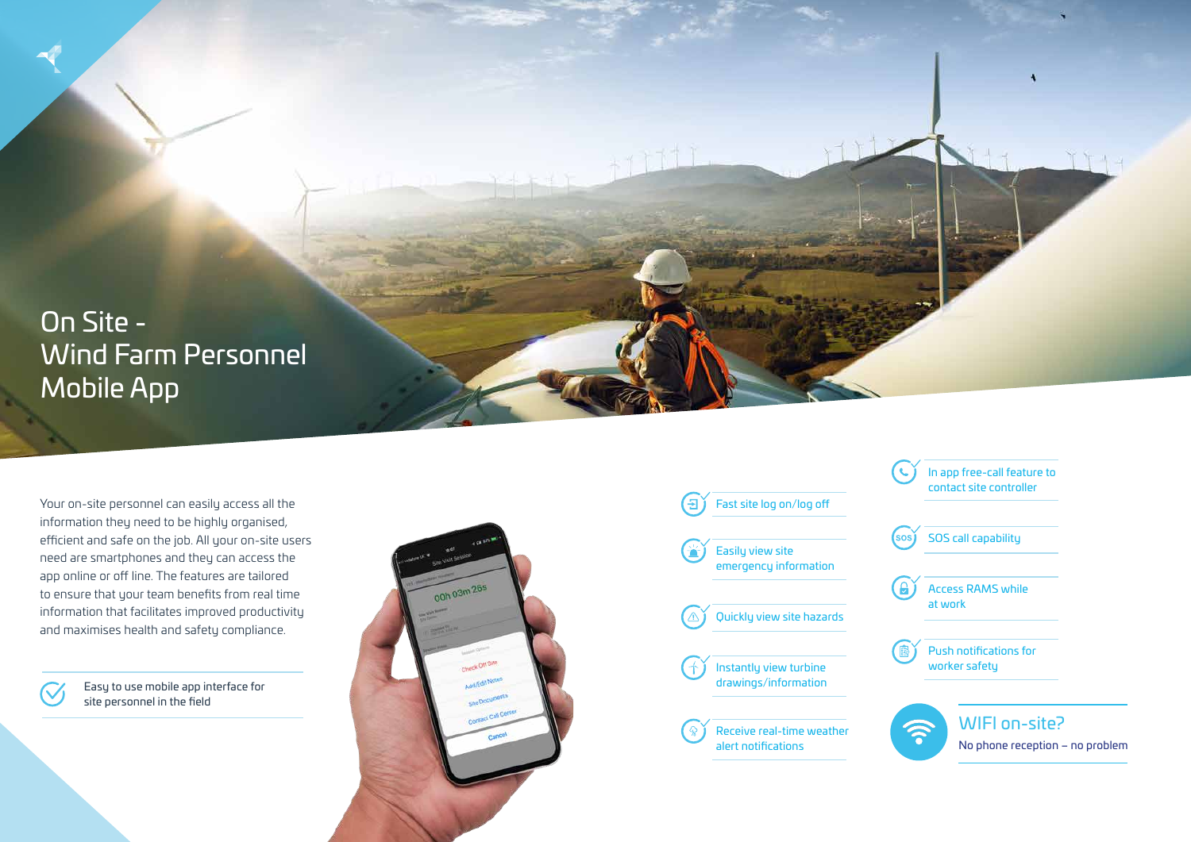# On Site - Wind Farm Personnel Mobile App

Your on-site personnel can easily access all the information they need to be highly organised, efficient and safe on the job. All your on-site users need are smartphones and they can access the app online or off line. The features are tailored to ensure that your team benefits from real time information that facilitates improved productivity and maximises health and safety compliance.

- Easy to use mobile app interface for site personnel in the field

- Fast site log on/log off
- Easily view site emergency information
- Quickly view site hazards
- Instantly view turbine drawings/information
- Receive real-time weather alert notifications
- In app free-call feature to contact site controller
- SOS call capability
- Access RAMS while at work
- Push notifications for worker safety

## WIFI on-site?

No phone reception – no problem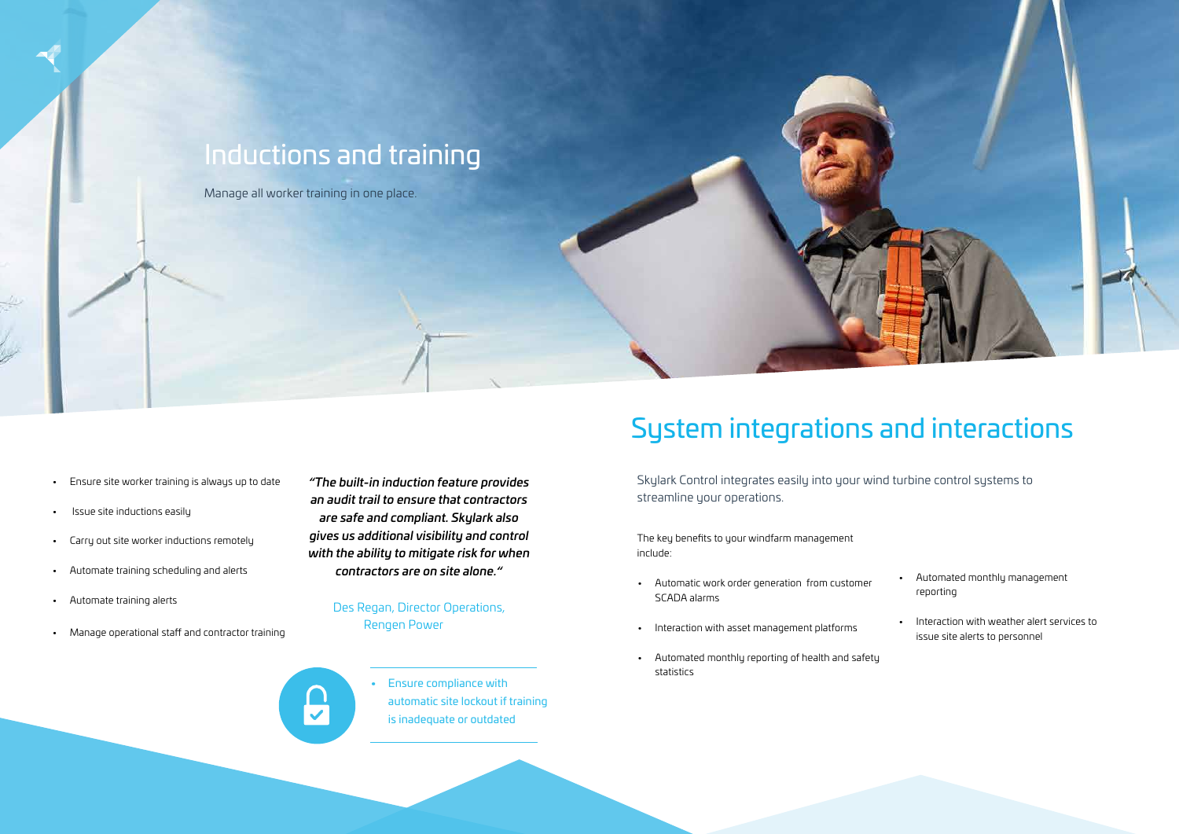## Inductions and training

Manage all worker training in one place.

- Ensure site worker training is always up to date
- Issue site inductions easily
- Carry out site worker inductions remotely
- Automate training scheduling and alerts
- Automate training alerts
- Manage operational staff and contractor training

***"The built-in induction feature provides an audit trail to ensure that contractors are safe and compliant. Skylark also gives us additional visibility and control with the ability to mitigate risk for when contractors are on site alone."***

Des Regan, Director Operations, Rengen Power

- Ensure compliance with automatic site lockout if training is inadequate or outdated

## System integrations and interactions

Skylark Control integrates easily into your wind turbine control systems to streamline your operations.

The key benefits to your windfarm management include:

- Automatic work order generation from customer SCADA alarms
- Interaction with asset management platforms
- Automated monthly reporting of health and safety statistics
- Automated monthly management reporting
- Interaction with weather alert services to issue site alerts to personnel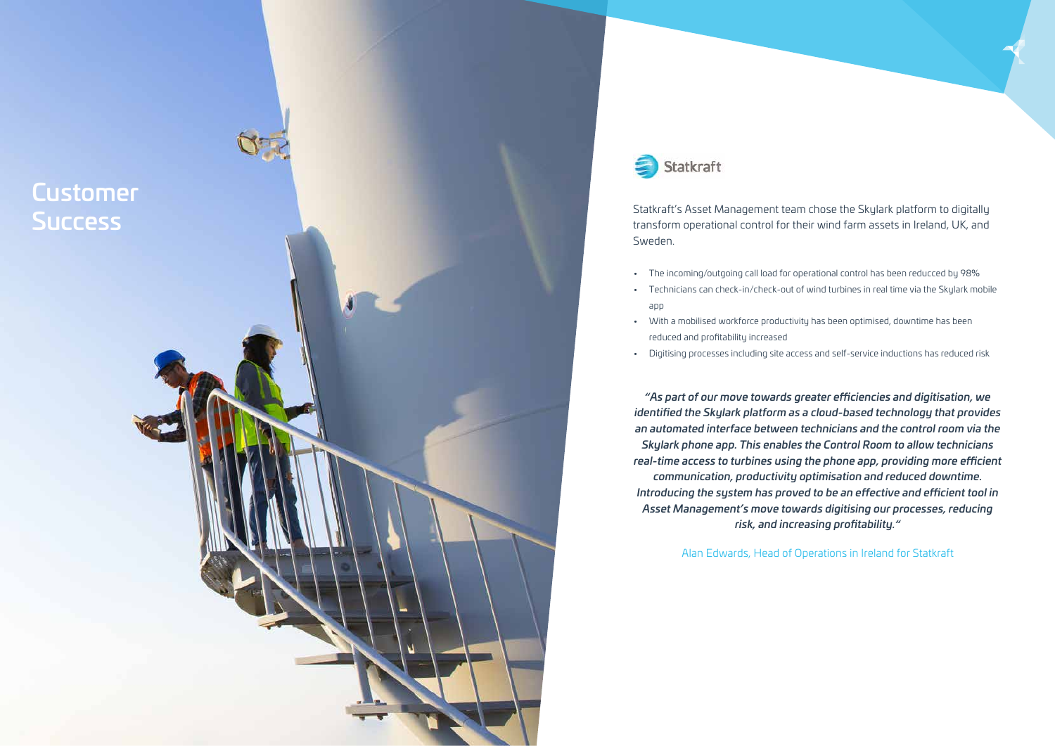# Customer Success

Statkraft

Statkraft's Asset Management team chose the Skylark platform to digitally transform operational control for their wind farm assets in Ireland, UK, and Sweden.

- The incoming/outgoing call load for operational control has been reducced by 98%
- Technicians can check-in/check-out of wind turbines in real time via the Skylark mobile app
- With a mobilised workforce productivity has been optimised, downtime has been reduced and profitability increased
- Digitising processes including site access and self-service inductions has reduced risk

***"As part of our move towards greater efficiencies and digitisation, we identified the Skylark platform as a cloud-based technology that provides an automated interface between technicians and the control room via the Skylark phone app. This enables the Control Room to allow technicians real-time access to turbines using the phone app, providing more efficient communication, productivity optimisation and reduced downtime. Introducing the system has proved to be an effective and efficient tool in Asset Management's move towards digitising our processes, reducing risk, and increasing profitability."***

Alan Edwards, Head of Operations in Ireland for Statkraft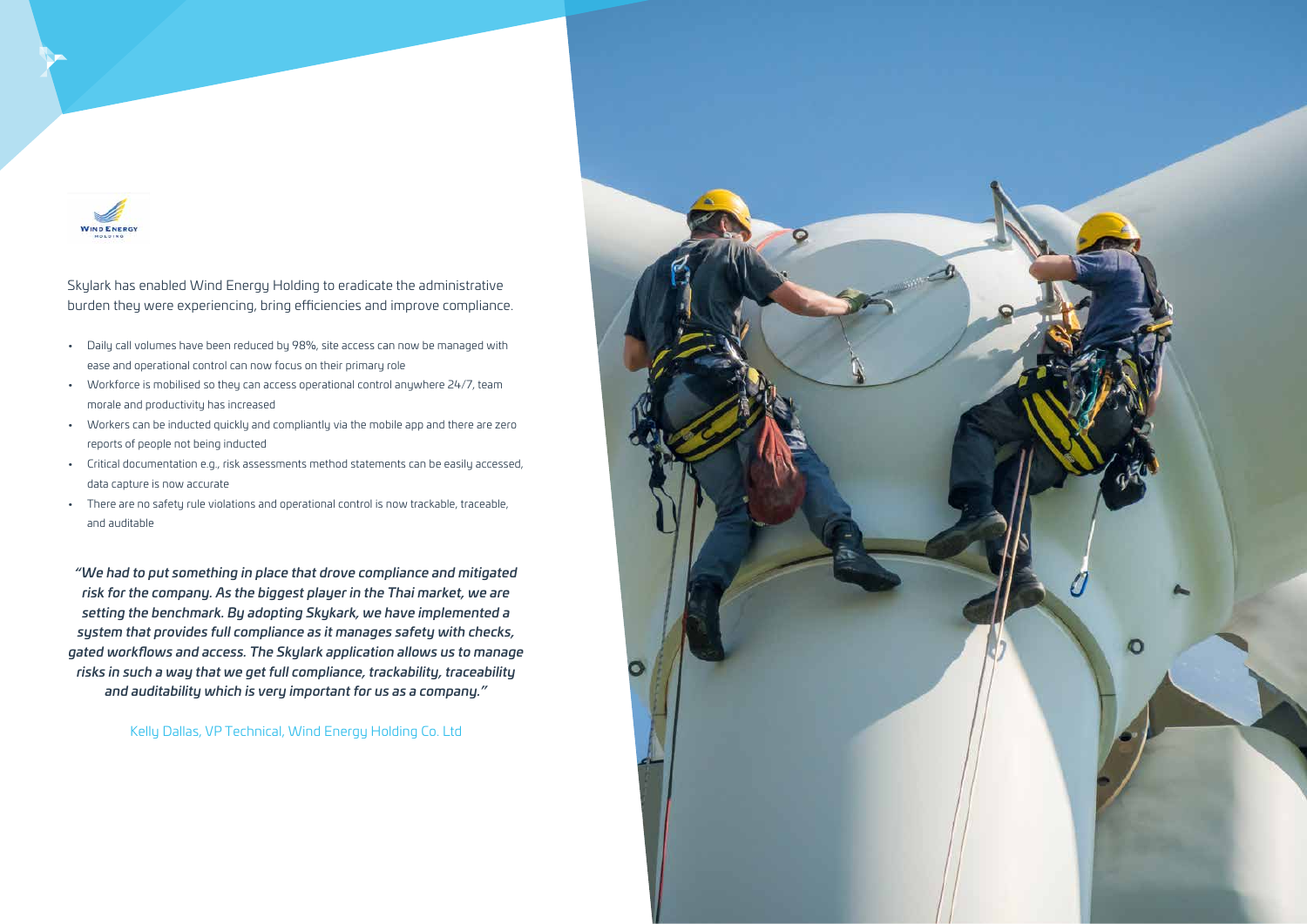Skylark has enabled Wind Energy Holding to eradicate the administrative burden they were experiencing, bring efficiencies and improve compliance.

- Daily call volumes have been reduced by 98%, site access can now be managed with ease and operational control can now focus on their primary role
- Workforce is mobilised so they can access operational control anywhere 24/7, team morale and productivity has increased
- Workers can be inducted quickly and compliantly via the mobile app and there are zero reports of people not being inducted
- Critical documentation e.g., risk assessments method statements can be easily accessed, data capture is now accurate
- There are no safety rule violations and operational control is now trackable, traceable, and auditable

***"We had to put something in place that drove compliance and mitigated risk for the company. As the biggest player in the Thai market, we are setting the benchmark. By adopting Skykark, we have implemented a system that provides full compliance as it manages safety with checks, gated workflows and access. The Skylark application allows us to manage risks in such a way that we get full compliance, trackability, traceability and auditability which is very important for us as a company."***

Kelly Dallas, VP Technical, Wind Energy Holding Co. Ltd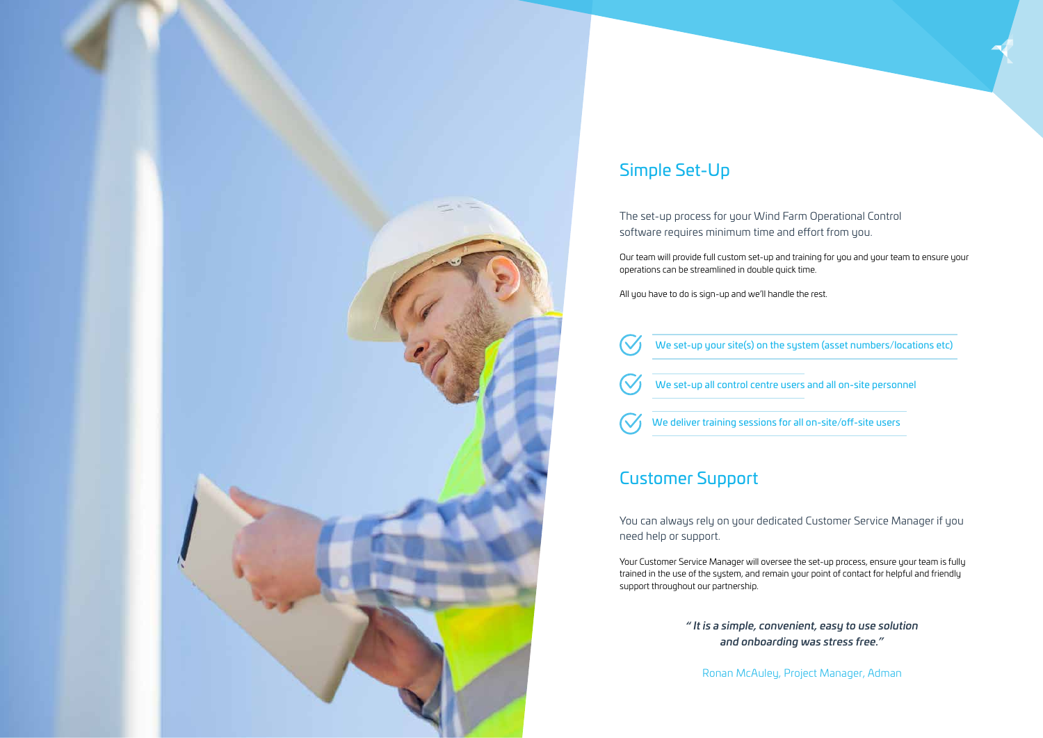## Simple Set-Up

The set-up process for your Wind Farm Operational Control software requires minimum time and effort from you.

Our team will provide full custom set-up and training for you and your team to ensure your operations can be streamlined in double quick time.

All you have to do is sign-up and we'll handle the rest.

- We set-up your site(s) on the system (asset numbers/locations etc)
- We set-up all control centre users and all on-site personnel
- We deliver training sessions for all on-site/off-site users

## Customer Support

You can always rely on your dedicated Customer Service Manager if you need help or support.

Your Customer Service Manager will oversee the set-up process, ensure your team is fully trained in the use of the system, and remain your point of contact for helpful and friendly support throughout our partnership.

***" It is a simple, convenient, easy to use solution and onboarding was stress free."***

Ronan McAuley, Project Manager, Adman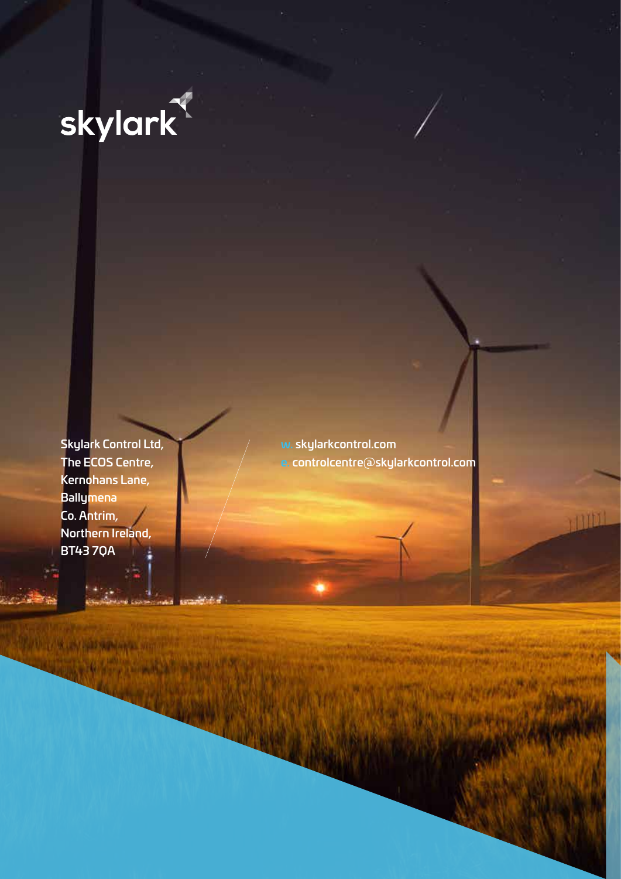skylark

Skylark Control Ltd,
The ECOS Centre,
Kernohans Lane,
Ballymena
Co. Antrim,
Northern Ireland,
BT43 7QA

w. skylarkcontrol.com
e. controlcentre@skylarkcontrol.com